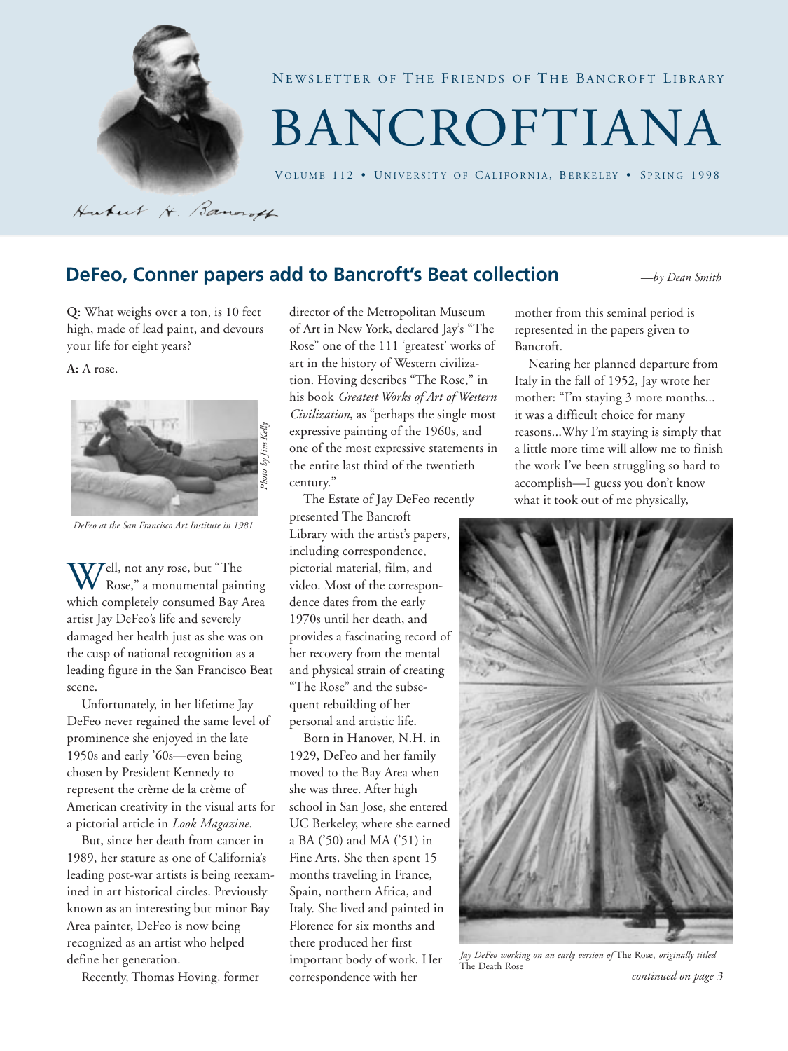NEWSLETTER OF THE FRIENDS OF THE BANCROFT LIBRARY

# BANCROFTIANA

VOLUME 112 • UNIVERSITY OF CALIFORNIA, BERKELEY • SPRING 1998

Hubert H. Bancroft

## DeFeo, Conner papers add to Bancroft's Beat collection

*—by Dean Smith*

**Q:** What weighs over a ton, is 10 feet high, made of lead paint, and devours your life for eight years?

**A:** A rose.

*Photo by Jim Kelly*

*DeFeo at the San Francisco Art Institute in 1981*

Well, not any rose, but "The Rose," a monumental painting which completely consumed Bay Area artist Jay DeFeo's life and severely damaged her health just as she was on the cusp of national recognition as a leading figure in the San Francisco Beat scene.

Unfortunately, in her lifetime Jay DeFeo never regained the same level of prominence she enjoyed in the late 1950s and early '60s—even being chosen by President Kennedy to represent the crème de la crème of American creativity in the visual arts for a pictorial article in *Look Magazine.*

But, since her death from cancer in 1989, her stature as one of California's leading post-war artists is being reexamined in art historical circles. Previously known as an interesting but minor Bay Area painter, DeFeo is now being recognized as an artist who helped define her generation.

Recently, Thomas Hoving, former director of the Metropolitan Museum of Art in New York, declared Jay's "The Rose" one of the 111 'greatest' works of art in the history of Western civilization. Hoving describes "The Rose," in his book *Greatest Works of Art of Western Civilization*, as "perhaps the single most expressive painting of the 1960s, and one of the most expressive statements in the entire last third of the twentieth century."

The Estate of Jay DeFeo recently presented The Bancroft Library with the artist's papers, including correspondence, pictorial material, film, and video. Most of the correspondence dates from the early 1970s until her death, and provides a fascinating record of her recovery from the mental and physical strain of creating "The Rose" and the subsequent rebuilding of her personal and artistic life.

Born in Hanover, N.H. in 1929, DeFeo and her family moved to the Bay Area when she was three. After high school in San Jose, she entered UC Berkeley, where she earned a BA ('50) and MA ('51) in Fine Arts. She then spent 15 months traveling in France, Spain, northern Africa, and Italy. She lived and painted in Florence for six months and there produced her first important body of work. Her correspondence with her mother from this seminal period is represented in the papers given to Bancroft.

Nearing her planned departure from Italy in the fall of 1952, Jay wrote her mother: "I'm staying 3 more months... it was a difficult choice for many reasons...Why I'm staying is simply that a little more time will allow me to finish the work I've been struggling so hard to accomplish—I guess you don't know what it took out of me physically,

*Jay DeFeo working on an early version of* The Rose, *originally titled* The Death Rose

*continued on page 3*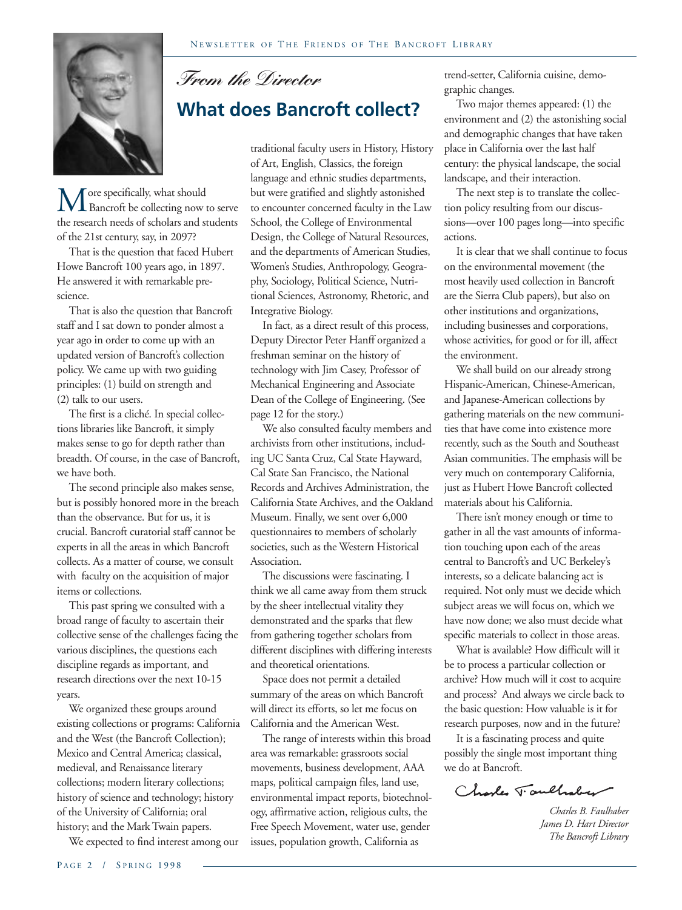*From the Director*

# What does Bancroft collect?

More specifically, what should Bancroft be collecting now to serve the research needs of scholars and students of the 21st century, say, in 2097?

That is the question that faced Hubert Howe Bancroft 100 years ago, in 1897. He answered it with remarkable prescience.

That is also the question that Bancroft staff and I sat down to ponder almost a year ago in order to come up with an updated version of Bancroft's collection policy. We came up with two guiding principles: (1) build on strength and (2) talk to our users.

The first is a cliché. In special collections libraries like Bancroft, it simply makes sense to go for depth rather than breadth. Of course, in the case of Bancroft, we have both.

The second principle also makes sense, but is possibly honored more in the breach than the observance. But for us, it is crucial. Bancroft curatorial staff cannot be experts in all the areas in which Bancroft collects. As a matter of course, we consult with faculty on the acquisition of major items or collections.

This past spring we consulted with a broad range of faculty to ascertain their collective sense of the challenges facing the various disciplines, the questions each discipline regards as important, and research directions over the next 10-15 years.

We organized these groups around existing collections or programs: California and the West (the Bancroft Collection); Mexico and Central America; classical, medieval, and Renaissance literary collections; modern literary collections; history of science and technology; history of the University of California; oral history; and the Mark Twain papers.

We expected to find interest among our traditional faculty users in History, History of Art, English, Classics, the foreign language and ethnic studies departments, but were gratified and slightly astonished to encounter concerned faculty in the Law School, the College of Environmental Design, the College of Natural Resources, and the departments of American Studies, Women's Studies, Anthropology, Geography, Sociology, Political Science, Nutritional Sciences, Astronomy, Rhetoric, and Integrative Biology.

In fact, as a direct result of this process, Deputy Director Peter Hanff organized a freshman seminar on the history of technology with Jim Casey, Professor of Mechanical Engineering and Associate Dean of the College of Engineering. (See page 12 for the story.)

We also consulted faculty members and archivists from other institutions, including UC Santa Cruz, Cal State Hayward, Cal State San Francisco, the National Records and Archives Administration, the California State Archives, and the Oakland Museum. Finally, we sent over 6,000 questionnaires to members of scholarly societies, such as the Western Historical Association.

The discussions were fascinating. I think we all came away from them struck by the sheer intellectual vitality they demonstrated and the sparks that flew from gathering together scholars from different disciplines with differing interests and theoretical orientations.

Space does not permit a detailed summary of the areas on which Bancroft will direct its efforts, so let me focus on California and the American West.

The range of interests within this broad area was remarkable: grassroots social movements, business development, AAA maps, political campaign files, land use, environmental impact reports, biotechnology, affirmative action, religious cults, the Free Speech Movement, water use, gender issues, population growth, California as trend-setter, California cuisine, demographic changes.

Two major themes appeared: (1) the environment and (2) the astonishing social and demographic changes that have taken place in California over the last half century: the physical landscape, the social landscape, and their interaction.

The next step is to translate the collection policy resulting from our discussions—over 100 pages long—into specific actions.

It is clear that we shall continue to focus on the environmental movement (the most heavily used collection in Bancroft are the Sierra Club papers), but also on other institutions and organizations, including businesses and corporations, whose activities, for good or for ill, affect the environment.

We shall build on our already strong Hispanic-American, Chinese-American, and Japanese-American collections by gathering materials on the new communities that have come into existence more recently, such as the South and Southeast Asian communities. The emphasis will be very much on contemporary California, just as Hubert Howe Bancroft collected materials about his California.

There isn't money enough or time to gather in all the vast amounts of information touching upon each of the areas central to Bancroft's and UC Berkeley's interests, so a delicate balancing act is required. Not only must we decide which subject areas we will focus on, which we have now done; we also must decide what specific materials to collect in those areas.

What is available? How difficult will it be to process a particular collection or archive? How much will it cost to acquire and process? And always we circle back to the basic question: How valuable is it for research purposes, now and in the future?

It is a fascinating process and quite possibly the single most important thing we do at Bancroft.

Charles B. Faulhaber

*Charles B. Faulhaber*
*James D. Hart Director*
*The Bancroft Library*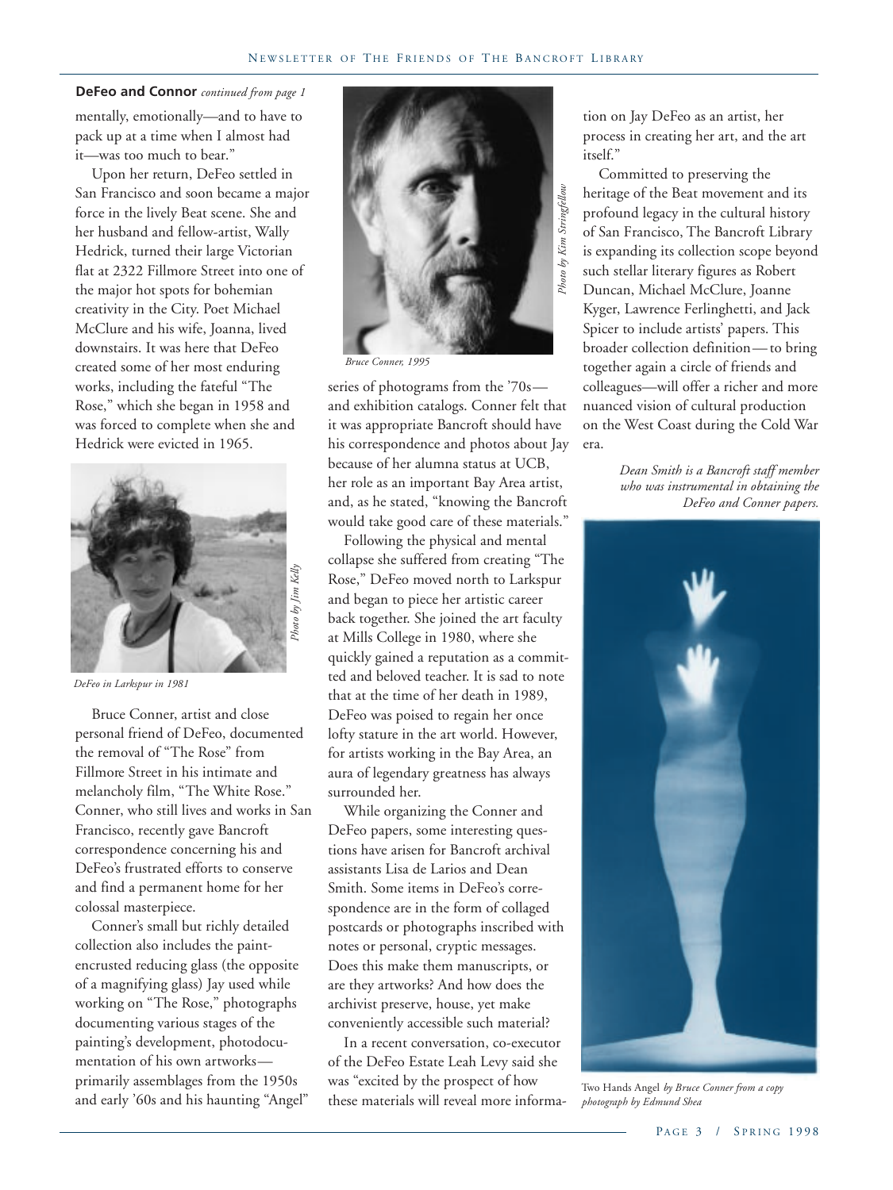**DeFeo and Connor** *continued from page 1*

mentally, emotionally—and to have to pack up at a time when I almost had it—was too much to bear."

Upon her return, DeFeo settled in San Francisco and soon became a major force in the lively Beat scene. She and her husband and fellow-artist, Wally Hedrick, turned their large Victorian flat at 2322 Fillmore Street into one of the major hot spots for bohemian creativity in the City. Poet Michael McClure and his wife, Joanna, lived downstairs. It was here that DeFeo created some of her most enduring works, including the fateful "The Rose," which she began in 1958 and was forced to complete when she and Hedrick were evicted in 1965.

*Photo by Jim Kelly*

*DeFeo in Larkspur in 1981*

Bruce Conner, artist and close personal friend of DeFeo, documented the removal of "The Rose" from Fillmore Street in his intimate and melancholy film, "The White Rose." Conner, who still lives and works in San Francisco, recently gave Bancroft correspondence concerning his and DeFeo's frustrated efforts to conserve and find a permanent home for her colossal masterpiece.

Conner's small but richly detailed collection also includes the paint-encrusted reducing glass (the opposite of a magnifying glass) Jay used while working on "The Rose," photographs documenting various stages of the painting's development, photodocumentation of his own artworks—primarily assemblages from the 1950s and early '60s and his haunting "Angel" series of photograms from the '70s—and exhibition catalogs. Conner felt that it was appropriate Bancroft should have his correspondence and photos about Jay because of her alumna status at UCB, her role as an important Bay Area artist, and, as he stated, "knowing the Bancroft would take good care of these materials."

*Photo by Kim Stringfellow*

*Bruce Conner, 1995*

Following the physical and mental collapse she suffered from creating "The Rose," DeFeo moved north to Larkspur and began to piece her artistic career back together. She joined the art faculty at Mills College in 1980, where she quickly gained a reputation as a committed and beloved teacher. It is sad to note that at the time of her death in 1989, DeFeo was poised to regain her once lofty stature in the art world. However, for artists working in the Bay Area, an aura of legendary greatness has always surrounded her.

While organizing the Conner and DeFeo papers, some interesting questions have arisen for Bancroft archival assistants Lisa de Larios and Dean Smith. Some items in DeFeo's correspondence are in the form of collaged postcards or photographs inscribed with notes or personal, cryptic messages. Does this make them manuscripts, or are they artworks? And how does the archivist preserve, house, yet make conveniently accessible such material?

In a recent conversation, co-executor of the DeFeo Estate Leah Levy said she was "excited by the prospect of how these materials will reveal more information on Jay DeFeo as an artist, her process in creating her art, and the art itself."

Committed to preserving the heritage of the Beat movement and its profound legacy in the cultural history of San Francisco, The Bancroft Library is expanding its collection scope beyond such stellar literary figures as Robert Duncan, Michael McClure, Joanne Kyger, Lawrence Ferlinghetti, and Jack Spicer to include artists' papers. This broader collection definition—to bring together again a circle of friends and colleagues—will offer a richer and more nuanced vision of cultural production on the West Coast during the Cold War era.

*Dean Smith is a Bancroft staff member who was instrumental in obtaining the DeFeo and Conner papers.*

Two Hands Angel *by Bruce Conner from a copy photograph by Edmund Shea*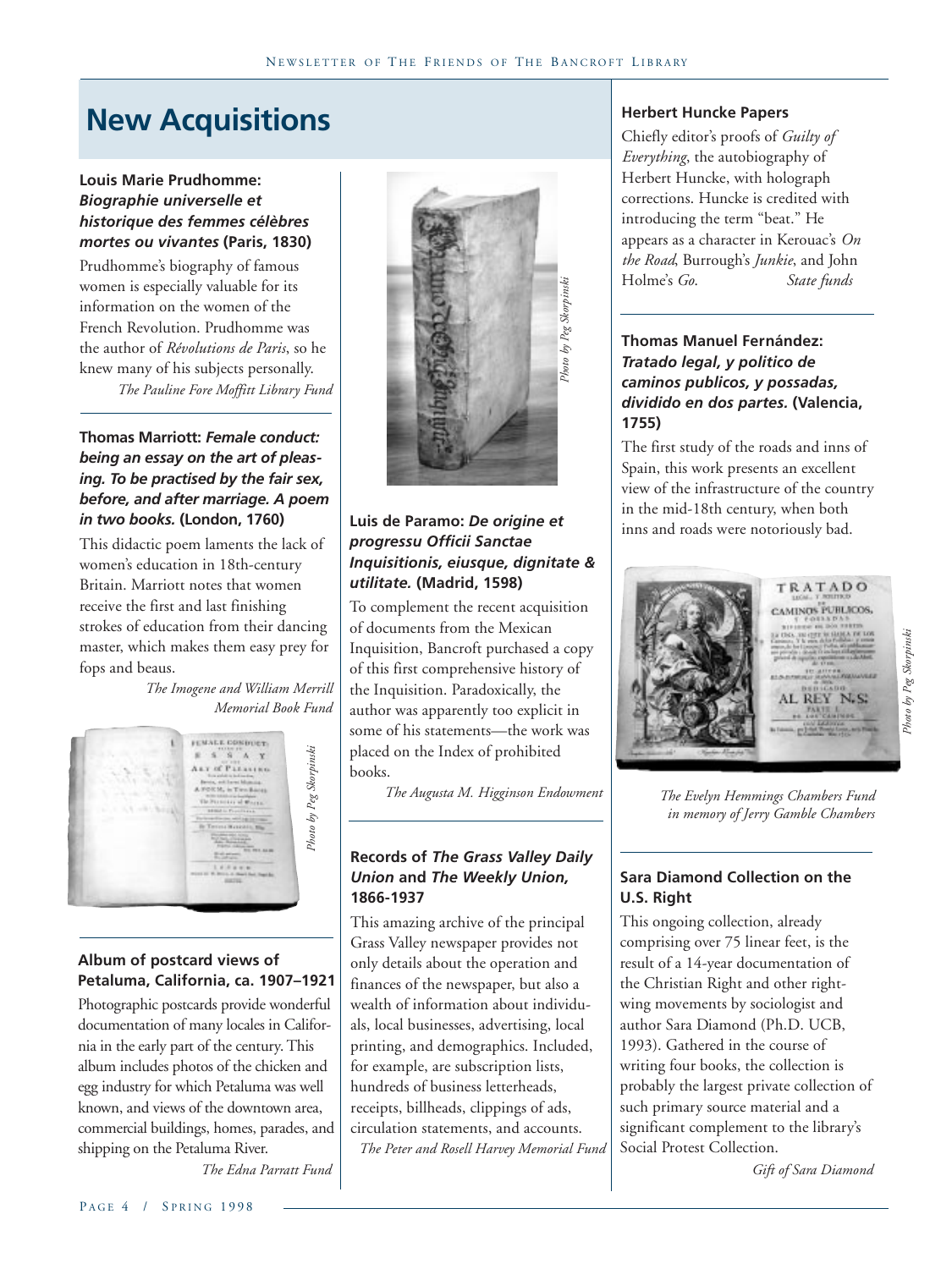# New Acquisitions

### Louis Marie Prudhomme: *Biographie universelle et historique des femmes célèbres mortes ou vivantes* (Paris, 1830)

Prudhomme's biography of famous women is especially valuable for its information on the women of the French Revolution. Prudhomme was the author of *Révolutions de Paris*, so he knew many of his subjects personally.

*The Pauline Fore Moffitt Library Fund*

### Thomas Marriott: *Female conduct: being an essay on the art of pleasing. To be practised by the fair sex, before, and after marriage. A poem in two books.* (London, 1760)

This didactic poem laments the lack of women's education in 18th-century Britain. Marriott notes that women receive the first and last finishing strokes of education from their dancing master, which makes them easy prey for fops and beaus.

*The Imogene and William Merrill Memorial Book Fund*

*Photo by Peg Skorpinski*

### Album of postcard views of Petaluma, California, ca. 1907–1921

Photographic postcards provide wonderful documentation of many locales in California in the early part of the century. This album includes photos of the chicken and egg industry for which Petaluma was well known, and views of the downtown area, commercial buildings, homes, parades, and shipping on the Petaluma River.

*The Edna Parratt Fund*

*Photo by Peg Skorpinski*

### Luis de Paramo: *De origine et progressu Officii Sanctae Inquisitionis, eiusque, dignitate & utilitate.* (Madrid, 1598)

To complement the recent acquisition of documents from the Mexican Inquisition, Bancroft purchased a copy of this first comprehensive history of the Inquisition. Paradoxically, the author was apparently too explicit in some of his statements—the work was placed on the Index of prohibited books.

*The Augusta M. Higginson Endowment*

### Records of *The Grass Valley Daily Union* and *The Weekly Union*, 1866-1937

This amazing archive of the principal Grass Valley newspaper provides not only details about the operation and finances of the newspaper, but also a wealth of information about individuals, local businesses, advertising, local printing, and demographics. Included, for example, are subscription lists, hundreds of business letterheads, receipts, billheads, clippings of ads, circulation statements, and accounts.

*The Peter and Rosell Harvey Memorial Fund*

### Herbert Huncke Papers

Chiefly editor's proofs of *Guilty of Everything*, the autobiography of Herbert Huncke, with holograph corrections. Huncke is credited with introducing the term "beat." He appears as a character in Kerouac's *On the Road*, Burrough's *Junkie*, and John Holme's *Go*.

*State funds*

### Thomas Manuel Fernández: *Tratado legal, y politico de caminos publicos, y possadas, dividido en dos partes.* (Valencia, 1755)

The first study of the roads and inns of Spain, this work presents an excellent view of the infrastructure of the country in the mid-18th century, when both inns and roads were notoriously bad.

*Photo by Peg Skorpinski*

*The Evelyn Hemmings Chambers Fund in memory of Jerry Gamble Chambers*

### Sara Diamond Collection on the U.S. Right

This ongoing collection, already comprising over 75 linear feet, is the result of a 14-year documentation of the Christian Right and other right-wing movements by sociologist and author Sara Diamond (Ph.D. UCB, 1993). Gathered in the course of writing four books, the collection is probably the largest private collection of such primary source material and a significant complement to the library's Social Protest Collection.

*Gift of Sara Diamond*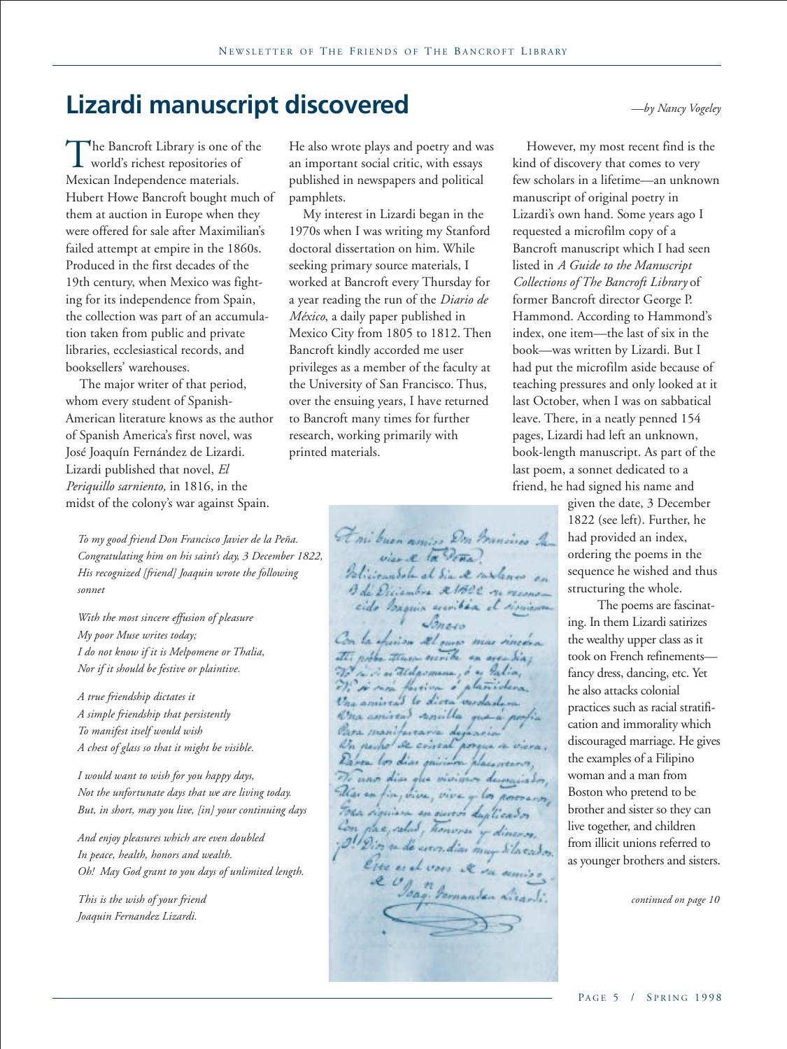# Lizardi manuscript discovered

*—by Nancy Vogeley*

The Bancroft Library is one of the world's richest repositories of Mexican Independence materials. Hubert Howe Bancroft bought much of them at auction in Europe when they were offered for sale after Maximilian's failed attempt at empire in the 1860s. Produced in the first decades of the 19th century, when Mexico was fighting for its independence from Spain, the collection was part of an accumulation taken from public and private libraries, ecclesiastical records, and booksellers' warehouses.

The major writer of that period, whom every student of Spanish-American literature knows as the author of Spanish America's first novel, was José Joaquín Fernández de Lizardi. Lizardi published that novel, *El Periquillo sarniento,* in 1816, in the midst of the colony's war against Spain. He also wrote plays and poetry and was an important social critic, with essays published in newspapers and political pamphlets.

My interest in Lizardi began in the 1970s when I was writing my Stanford doctoral dissertation on him. While seeking primary source materials, I worked at Bancroft every Thursday for a year reading the run of the *Diario de México*, a daily paper published in Mexico City from 1805 to 1812. Then Bancroft kindly accorded me user privileges as a member of the faculty at the University of San Francisco. Thus, over the ensuing years, I have returned to Bancroft many times for further research, working primarily with printed materials.

However, my most recent find is the kind of discovery that comes to very few scholars in a lifetime—an unknown manuscript of original poetry in Lizardi's own hand. Some years ago I requested a microfilm copy of a Bancroft manuscript which I had seen listed in *A Guide to the Manuscript Collections of The Bancroft Library* of former Bancroft director George P. Hammond. According to Hammond's index, one item—the last of six in the book—was written by Lizardi. But I had put the microfilm aside because of teaching pressures and only looked at it last October, when I was on sabbatical leave. There, in a neatly penned 154 pages, Lizardi had left an unknown, book-length manuscript. As part of the last poem, a sonnet dedicated to a friend, he had signed his name and given the date, 3 December 1822 (see left). Further, he had provided an index, ordering the poems in the sequence he wished and thus structuring the whole.

The poems are fascinating. In them Lizardi satirizes the wealthy upper class as it took on French refinements—fancy dress, dancing, etc. Yet he also attacks colonial practices such as racial stratification and immorality which discouraged marriage. He gives the examples of a Filipino woman and a man from Boston who pretend to be brother and sister so they can live together, and children from illicit unions referred to as younger brothers and sisters.

*continued on page 10*

*To my good friend Don Francisco Javier de la Peña.*
*Congratulating him on his saint's day, 3 December 1822,*
*His recognized [friend] Joaquin wrote the following sonnet*

*With the most sincere effusion of pleasure*
*My poor Muse writes today;*
*I do not know if it is Melpomene or Thalia,*
*Nor if it should be festive or plaintive.*

*A true friendship dictates it*
*A simple friendship that persistently*
*To manifest itself would wish*
*A chest of glass so that it might be visible.*

*I would want to wish for you happy days,*
*Not the unfortunate days that we are living today.*
*But, in short, may you live, [in] your continuing days*

*And enjoy pleasures which are even doubled*
*In peace, health, honors and wealth.*
*Oh! May God grant to you days of unlimited length.*

*This is the wish of your friend*
*Joaquin Fernandez Lizardi.*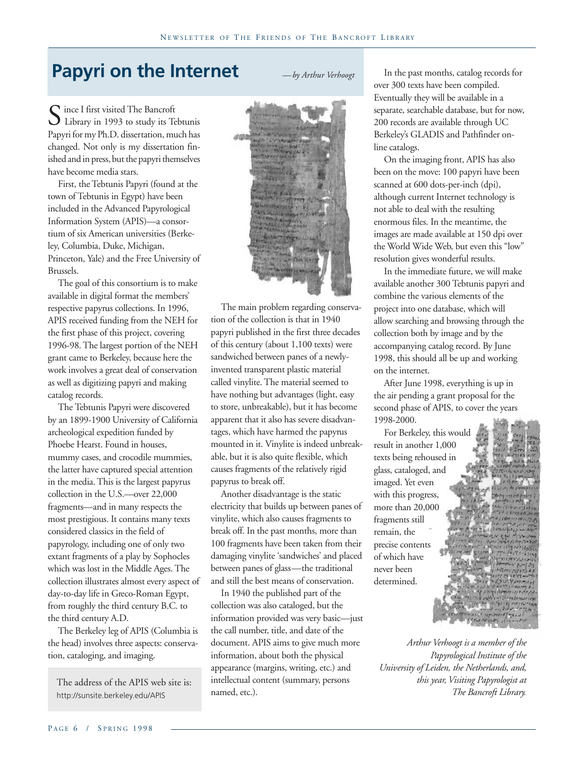# Papyri on the Internet

*—by Arthur Verhoogt*

Since I first visited The Bancroft Library in 1993 to study its Tebtunis Papyri for my Ph.D. dissertation, much has changed. Not only is my dissertation finished and in press, but the papyri themselves have become media stars.

First, the Tebtunis Papyri (found at the town of Tebtunis in Egypt) have been included in the Advanced Papyrological Information System (APIS)—a consortium of six American universities (Berkeley, Columbia, Duke, Michigan, Princeton, Yale) and the Free University of Brussels.

The goal of this consortium is to make available in digital format the members' respective papyrus collections. In 1996, APIS received funding from the NEH for the first phase of this project, covering 1996-98. The largest portion of the NEH grant came to Berkeley, because here the work involves a great deal of conservation as well as digitizing papyri and making catalog records.

The Tebtunis Papyri were discovered by an 1899-1900 University of California archeological expedition funded by Phoebe Hearst. Found in houses, mummy cases, and crocodile mummies, the latter have captured special attention in the media. This is the largest papyrus collection in the U.S.—over 22,000 fragments—and in many respects the most prestigious. It contains many texts considered classics in the field of papyrology, including one of only two extant fragments of a play by Sophocles which was lost in the Middle Ages. The collection illustrates almost every aspect of day-to-day life in Greco-Roman Egypt, from roughly the third century B.C. to the third century A.D.

The Berkeley leg of APIS (Columbia is the head) involves three aspects: conservation, cataloging, and imaging.

> The address of the APIS web site is: http://sunsite.berkeley.edu/APIS

The main problem regarding conservation of the collection is that in 1940 papyri published in the first three decades of this century (about 1,100 texts) were sandwiched between panes of a newly-invented transparent plastic material called vinylite. The material seemed to have nothing but advantages (light, easy to store, unbreakable), but it has become apparent that it also has severe disadvantages, which have harmed the papyrus mounted in it. Vinylite is indeed unbreakable, but it is also quite flexible, which causes fragments of the relatively rigid papyrus to break off.

Another disadvantage is the static electricity that builds up between panes of vinylite, which also causes fragments to break off. In the past months, more than 100 fragments have been taken from their damaging vinylite 'sandwiches' and placed between panes of glass—the traditional and still the best means of conservation.

In 1940 the published part of the collection was also cataloged, but the information provided was very basic—just the call number, title, and date of the document. APIS aims to give much more information, about both the physical appearance (margins, writing, etc.) and intellectual content (summary, persons named, etc.).

In the past months, catalog records for over 300 texts have been compiled. Eventually they will be available in a separate, searchable database, but for now, 200 records are available through UC Berkeley's GLADIS and Pathfinder online catalogs.

On the imaging front, APIS has also been on the move: 100 papyri have been scanned at 600 dots-per-inch (dpi), although current Internet technology is not able to deal with the resulting enormous files. In the meantime, the images are made available at 150 dpi over the World Wide Web, but even this "low" resolution gives wonderful results.

In the immediate future, we will make available another 300 Tebtunis papyri and combine the various elements of the project into one database, which will allow searching and browsing through the collection both by image and by the accompanying catalog record. By June 1998, this should all be up and working on the internet.

After June 1998, everything is up in the air pending a grant proposal for the second phase of APIS, to cover the years 1998-2000.

For Berkeley, this would result in another 1,000 texts being rehoused in glass, cataloged, and imaged. Yet even with this progress, more than 20,000 fragments still remain, the precise contents of which have never been determined.

*Arthur Verhoogt is a member of the Papyrological Institute of the University of Leiden, the Netherlands, and, this year, Visiting Papyrologist at The Bancroft Library.*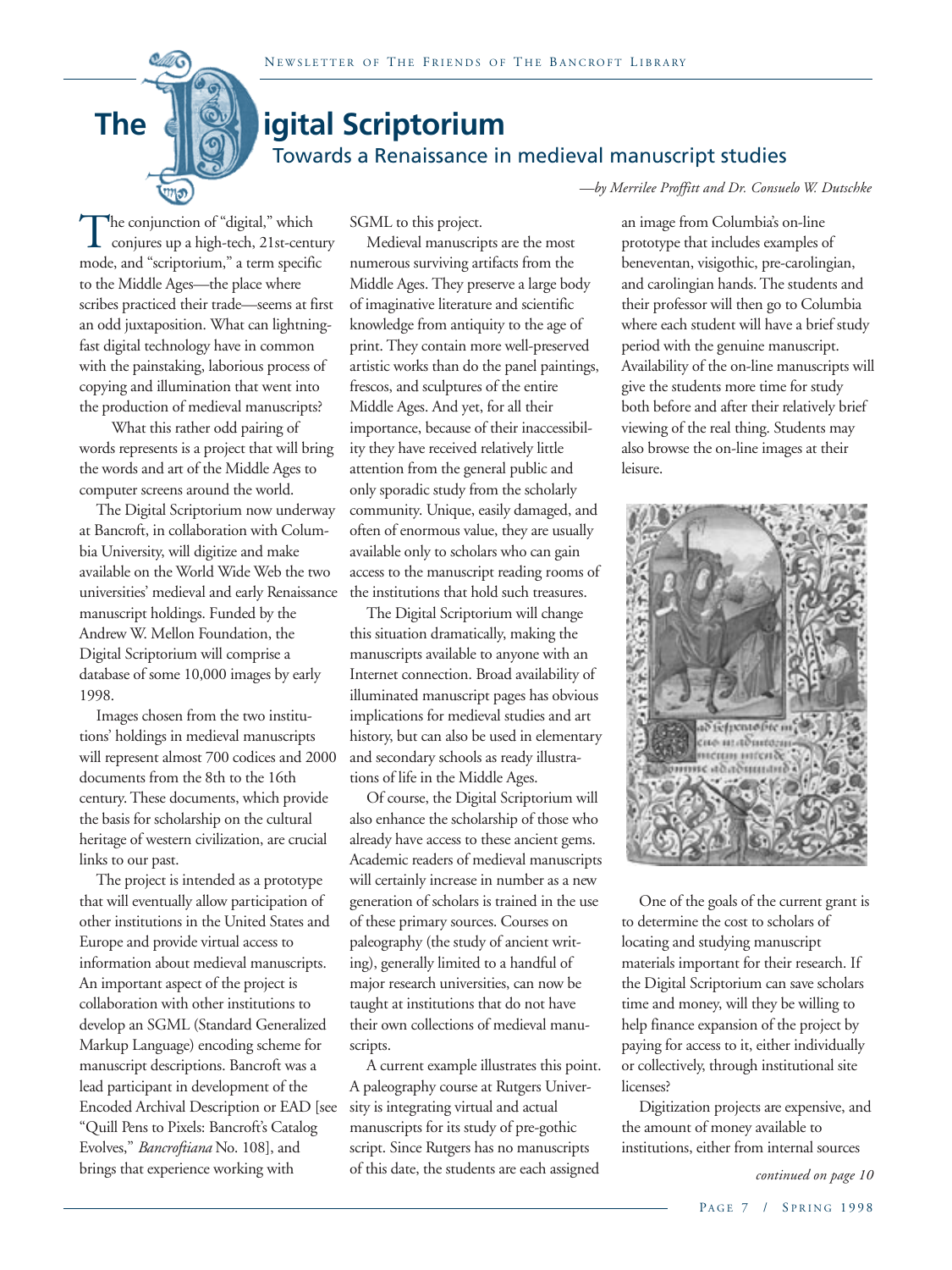# The Digital Scriptorium

## Towards a Renaissance in medieval manuscript studies

*—by Merrilee Proffitt and Dr. Consuelo W. Dutschke*

The conjunction of "digital," which conjures up a high-tech, 21st-century mode, and "scriptorium," a term specific to the Middle Ages—the place where scribes practiced their trade—seems at first an odd juxtaposition. What can lightning-fast digital technology have in common with the painstaking, laborious process of copying and illumination that went into the production of medieval manuscripts?

What this rather odd pairing of words represents is a project that will bring the words and art of the Middle Ages to computer screens around the world.

The Digital Scriptorium now underway at Bancroft, in collaboration with Columbia University, will digitize and make available on the World Wide Web the two universities' medieval and early Renaissance manuscript holdings. Funded by the Andrew W. Mellon Foundation, the Digital Scriptorium will comprise a database of some 10,000 images by early 1998.

Images chosen from the two institutions' holdings in medieval manuscripts will represent almost 700 codices and 2000 documents from the 8th to the 16th century. These documents, which provide the basis for scholarship on the cultural heritage of western civilization, are crucial links to our past.

The project is intended as a prototype that will eventually allow participation of other institutions in the United States and Europe and provide virtual access to information about medieval manuscripts. An important aspect of the project is collaboration with other institutions to develop an SGML (Standard Generalized Markup Language) encoding scheme for manuscript descriptions. Bancroft was a lead participant in development of the Encoded Archival Description or EAD [see "Quill Pens to Pixels: Bancroft's Catalog Evolves," *Bancroftiana* No. 108], and brings that experience working with SGML to this project.

Medieval manuscripts are the most numerous surviving artifacts from the Middle Ages. They preserve a large body of imaginative literature and scientific knowledge from antiquity to the age of print. They contain more well-preserved artistic works than do the panel paintings, frescos, and sculptures of the entire Middle Ages. And yet, for all their importance, because of their inaccessibility they have received relatively little attention from the general public and only sporadic study from the scholarly community. Unique, easily damaged, and often of enormous value, they are usually available only to scholars who can gain access to the manuscript reading rooms of the institutions that hold such treasures.

The Digital Scriptorium will change this situation dramatically, making the manuscripts available to anyone with an Internet connection. Broad availability of illuminated manuscript pages has obvious implications for medieval studies and art history, but can also be used in elementary and secondary schools as ready illustrations of life in the Middle Ages.

Of course, the Digital Scriptorium will also enhance the scholarship of those who already have access to these ancient gems. Academic readers of medieval manuscripts will certainly increase in number as a new generation of scholars is trained in the use of these primary sources. Courses on paleography (the study of ancient writing), generally limited to a handful of major research universities, can now be taught at institutions that do not have their own collections of medieval manuscripts.

A current example illustrates this point. A paleography course at Rutgers University is integrating virtual and actual manuscripts for its study of pre-gothic script. Since Rutgers has no manuscripts of this date, the students are each assigned an image from Columbia's on-line prototype that includes examples of beneventan, visigothic, pre-carolingian, and carolingian hands. The students and their professor will then go to Columbia where each student will have a brief study period with the genuine manuscript. Availability of the on-line manuscripts will give the students more time for study both before and after their relatively brief viewing of the real thing. Students may also browse the on-line images at their leisure.

One of the goals of the current grant is to determine the cost to scholars of locating and studying manuscript materials important for their research. If the Digital Scriptorium can save scholars time and money, will they be willing to help finance expansion of the project by paying for access to it, either individually or collectively, through institutional site licenses?

Digitization projects are expensive, and the amount of money available to institutions, either from internal sources

*continued on page 10*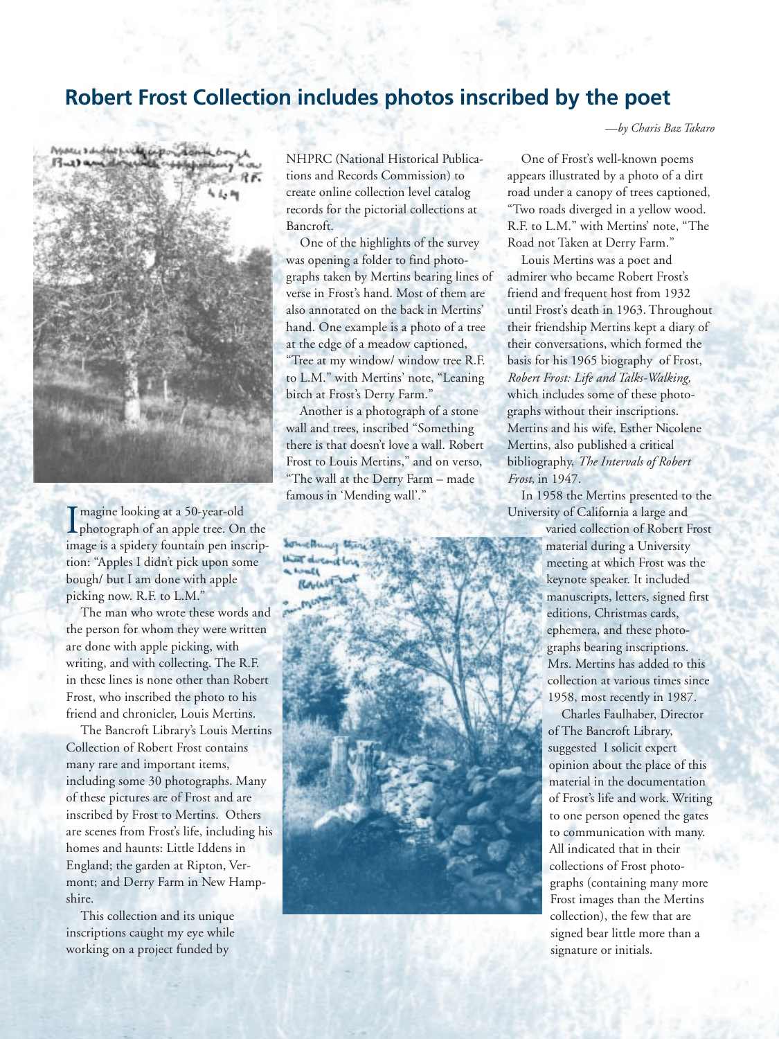## Robert Frost Collection includes photos inscribed by the poet

*—by Charis Baz Takaro*

Imagine looking at a 50-year-old photograph of an apple tree. On the image is a spidery fountain pen inscription: "Apples I didn't pick upon some bough/ but I am done with apple picking now. R.F. to L.M."

The man who wrote these words and the person for whom they were written are done with apple picking, with writing, and with collecting. The R.F. in these lines is none other than Robert Frost, who inscribed the photo to his friend and chronicler, Louis Mertins.

The Bancroft Library's Louis Mertins Collection of Robert Frost contains many rare and important items, including some 30 photographs. Many of these pictures are of Frost and are inscribed by Frost to Mertins. Others are scenes from Frost's life, including his homes and haunts: Little Iddens in England; the garden at Ripton, Vermont; and Derry Farm in New Hampshire.

This collection and its unique inscriptions caught my eye while working on a project funded by NHPRC (National Historical Publications and Records Commission) to create online collection level catalog records for the pictorial collections at Bancroft.

One of the highlights of the survey was opening a folder to find photographs taken by Mertins bearing lines of verse in Frost's hand. Most of them are also annotated on the back in Mertins' hand. One example is a photo of a tree at the edge of a meadow captioned, "Tree at my window/ window tree R.F. to L.M." with Mertins' note, "Leaning birch at Frost's Derry Farm."

Another is a photograph of a stone wall and trees, inscribed "Something there is that doesn't love a wall. Robert Frost to Louis Mertins," and on verso, "The wall at the Derry Farm – made famous in 'Mending wall'."

One of Frost's well-known poems appears illustrated by a photo of a dirt road under a canopy of trees captioned, "Two roads diverged in a yellow wood. R.F. to L.M." with Mertins' note, "The Road not Taken at Derry Farm."

Louis Mertins was a poet and admirer who became Robert Frost's friend and frequent host from 1932 until Frost's death in 1963. Throughout their friendship Mertins kept a diary of their conversations, which formed the basis for his 1965 biography of Frost, *Robert Frost: Life and Talks-Walking,* which includes some of these photographs without their inscriptions. Mertins and his wife, Esther Nicolene Mertins, also published a critical bibliography, *The Intervals of Robert Frost,* in 1947.

In 1958 the Mertins presented to the University of California a large and varied collection of Robert Frost material during a University meeting at which Frost was the keynote speaker. It included manuscripts, letters, signed first editions, Christmas cards, ephemera, and these photographs bearing inscriptions. Mrs. Mertins has added to this collection at various times since 1958, most recently in 1987.

Charles Faulhaber, Director of The Bancroft Library, suggested I solicit expert opinion about the place of this material in the documentation of Frost's life and work. Writing to one person opened the gates to communication with many. All indicated that in their collections of Frost photographs (containing many more Frost images than the Mertins collection), the few that are signed bear little more than a signature or initials.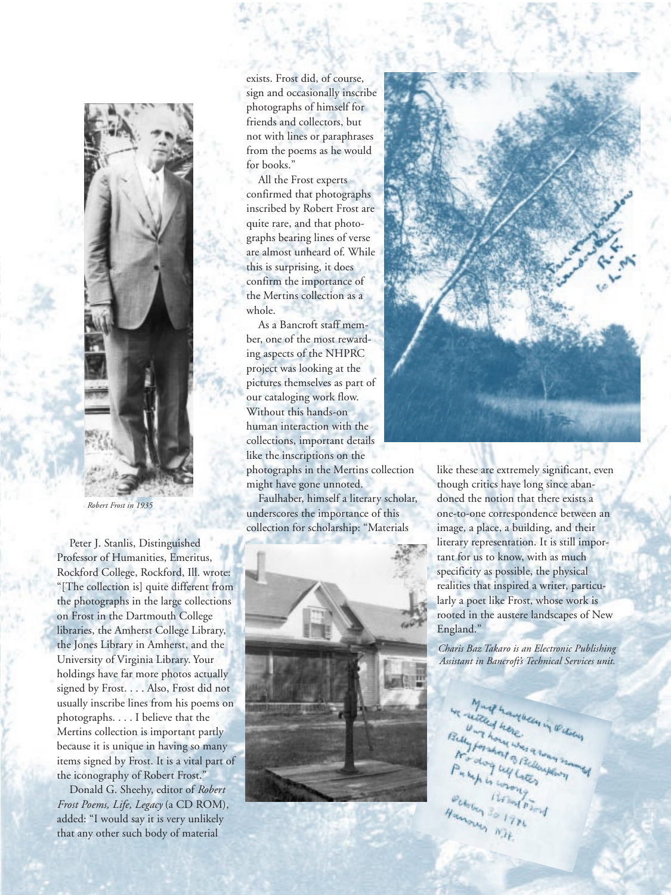*Robert Frost in 1935*

Peter J. Stanlis, Distinguished Professor of Humanities, Emeritus, Rockford College, Rockford, Ill. wrote: "[The collection is] quite different from the photographs in the large collections on Frost in the Dartmouth College libraries, the Amherst College Library, the Jones Library in Amherst, and the University of Virginia Library. Your holdings have far more photos actually signed by Frost. . . . Also, Frost did not usually inscribe lines from his poems on photographs. . . . I believe that the Mertins collection is important partly because it is unique in having so many items signed by Frost. It is a vital part of the iconography of Robert Frost."

Donald G. Sheehy, editor of *Robert Frost Poems, Life, Legacy* (a CD ROM), added: "I would say it is very unlikely that any other such body of material exists. Frost did, of course, sign and occasionally inscribe photographs of himself for friends and collectors, but not with lines or paraphrases from the poems as he would for books."

All the Frost experts confirmed that photographs inscribed by Robert Frost are quite rare, and that photographs bearing lines of verse are almost unheard of. While this is surprising, it does confirm the importance of the Mertins collection as a whole.

As a Bancroft staff member, one of the most rewarding aspects of the NHPRC project was looking at the pictures themselves as part of our cataloging work flow. Without this hands-on human interaction with the collections, important details like the inscriptions on the photographs in the Mertins collection might have gone unnoted.

Faulhaber, himself a literary scholar, underscores the importance of this collection for scholarship: "Materials like these are extremely significant, even though critics have long since abandoned the notion that there exists a one-to-one correspondence between an image, a place, a building, and their literary representation. It is still important for us to know, with as much specificity as possible, the physical realities that inspired a writer, particularly a poet like Frost, whose work is rooted in the austere landscapes of New England."

*Charis Baz Takaro is an Electronic Publishing Assistant in Bancroft's Technical Services unit.*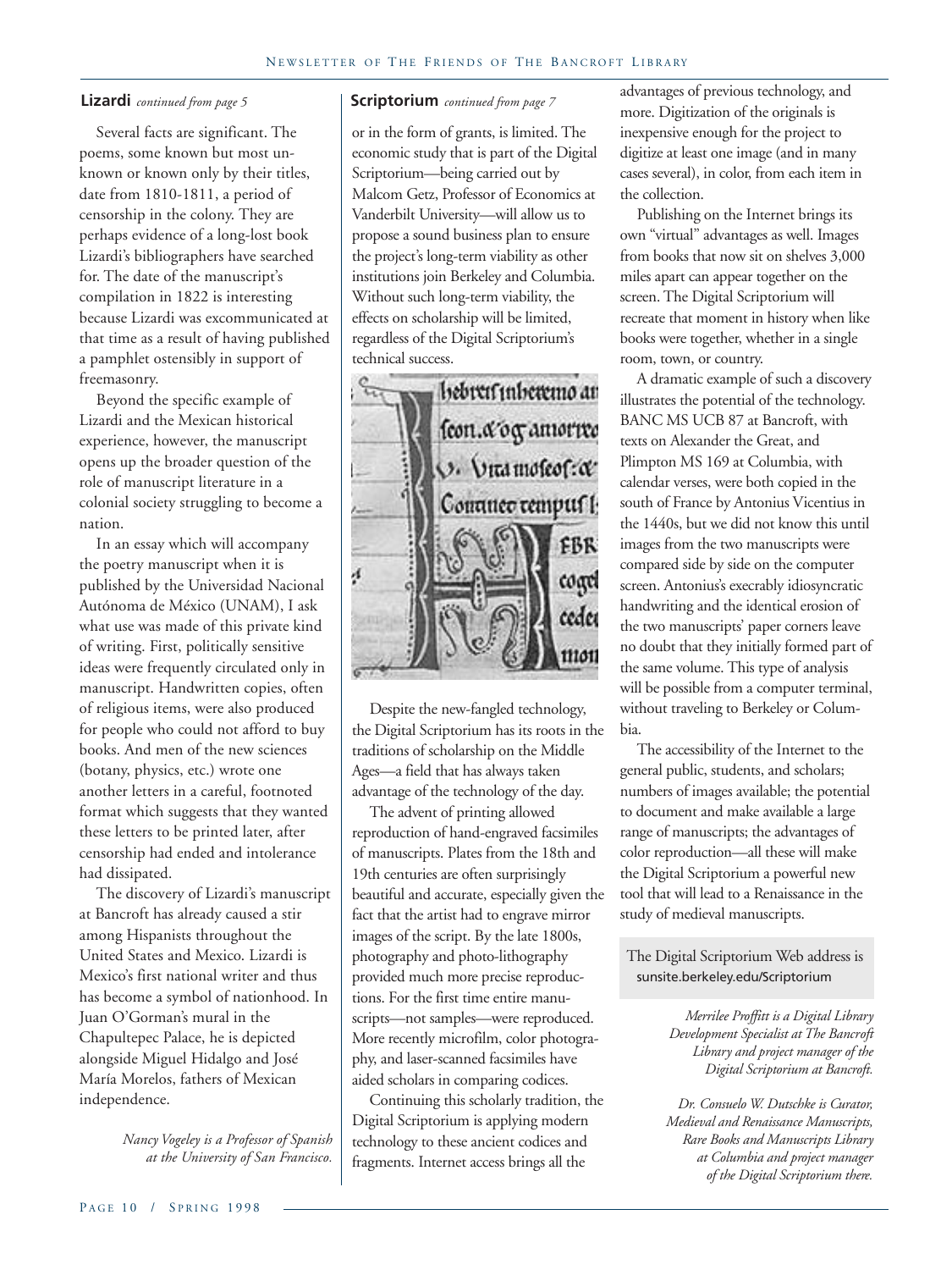**Lizardi** *continued from page 5*

Several facts are significant. The poems, some known but most unknown or known only by their titles, date from 1810-1811, a period of censorship in the colony. They are perhaps evidence of a long-lost book Lizardi's bibliographers have searched for. The date of the manuscript's compilation in 1822 is interesting because Lizardi was excommunicated at that time as a result of having published a pamphlet ostensibly in support of freemasonry.

Beyond the specific example of Lizardi and the Mexican historical experience, however, the manuscript opens up the broader question of the role of manuscript literature in a colonial society struggling to become a nation.

In an essay which will accompany the poetry manuscript when it is published by the Universidad Nacional Autónoma de México (UNAM), I ask what use was made of this private kind of writing. First, politically sensitive ideas were frequently circulated only in manuscript. Handwritten copies, often of religious items, were also produced for people who could not afford to buy books. And men of the new sciences (botany, physics, etc.) wrote one another letters in a careful, footnoted format which suggests that they wanted these letters to be printed later, after censorship had ended and intolerance had dissipated.

The discovery of Lizardi's manuscript at Bancroft has already caused a stir among Hispanists throughout the United States and Mexico. Lizardi is Mexico's first national writer and thus has become a symbol of nationhood. In Juan O'Gorman's mural in the Chapultepec Palace, he is depicted alongside Miguel Hidalgo and José María Morelos, fathers of Mexican independence.

*Nancy Vogeley is a Professor of Spanish at the University of San Francisco.*

**Scriptorium** *continued from page 7*

or in the form of grants, is limited. The economic study that is part of the Digital Scriptorium—being carried out by Malcom Getz, Professor of Economics at Vanderbilt University—will allow us to propose a sound business plan to ensure the project's long-term viability as other institutions join Berkeley and Columbia. Without such long-term viability, the effects on scholarship will be limited, regardless of the Digital Scriptorium's technical success.

Despite the new-fangled technology, the Digital Scriptorium has its roots in the traditions of scholarship on the Middle Ages—a field that has always taken advantage of the technology of the day.

The advent of printing allowed reproduction of hand-engraved facsimiles of manuscripts. Plates from the 18th and 19th centuries are often surprisingly beautiful and accurate, especially given the fact that the artist had to engrave mirror images of the script. By the late 1800s, photography and photo-lithography provided much more precise reproductions. For the first time entire manuscripts—not samples—were reproduced. More recently microfilm, color photography, and laser-scanned facsimiles have aided scholars in comparing codices.

Continuing this scholarly tradition, the Digital Scriptorium is applying modern technology to these ancient codices and fragments. Internet access brings all the advantages of previous technology, and more. Digitization of the originals is inexpensive enough for the project to digitize at least one image (and in many cases several), in color, from each item in the collection.

Publishing on the Internet brings its own "virtual" advantages as well. Images from books that now sit on shelves 3,000 miles apart can appear together on the screen. The Digital Scriptorium will recreate that moment in history when like books were together, whether in a single room, town, or country.

A dramatic example of such a discovery illustrates the potential of the technology. BANC MS UCB 87 at Bancroft, with texts on Alexander the Great, and Plimpton MS 169 at Columbia, with calendar verses, were both copied in the south of France by Antonius Vicentius in the 1440s, but we did not know this until images from the two manuscripts were compared side by side on the computer screen. Antonius's execrably idiosyncratic handwriting and the identical erosion of the two manuscripts' paper corners leave no doubt that they initially formed part of the same volume. This type of analysis will be possible from a computer terminal, without traveling to Berkeley or Columbia.

The accessibility of the Internet to the general public, students, and scholars; numbers of images available; the potential to document and make available a large range of manuscripts; the advantages of color reproduction—all these will make the Digital Scriptorium a powerful new tool that will lead to a Renaissance in the study of medieval manuscripts.

The Digital Scriptorium Web address is sunsite.berkeley.edu/Scriptorium

*Merrilee Proffitt is a Digital Library Development Specialist at The Bancroft Library and project manager of the Digital Scriptorium at Bancroft.*

*Dr. Consuelo W. Dutschke is Curator, Medieval and Renaissance Manuscripts, Rare Books and Manuscripts Library at Columbia and project manager of the Digital Scriptorium there.*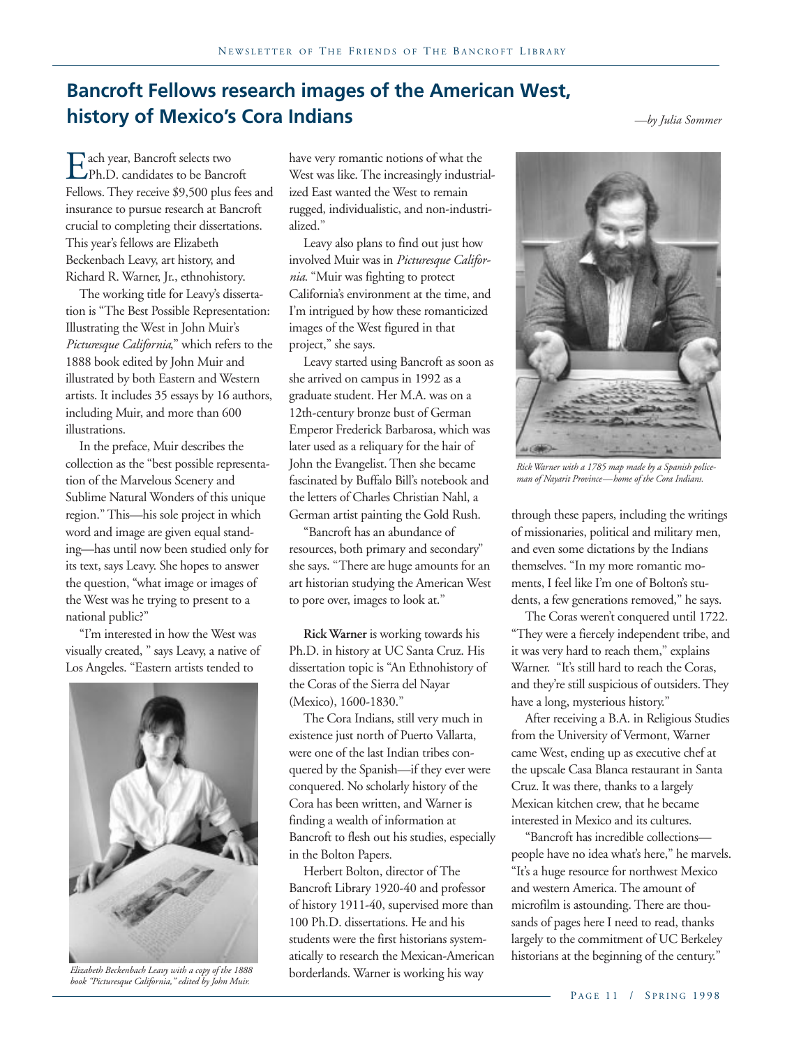## Bancroft Fellows research images of the American West, history of Mexico's Cora Indians

*—by Julia Sommer*

Each year, Bancroft selects two Ph.D. candidates to be Bancroft Fellows. They receive $9,500 plus fees and insurance to pursue research at Bancroft crucial to completing their dissertations. This year's fellows are Elizabeth Beckenbach Leavy, art history, and Richard R. Warner, Jr., ethnohistory.

The working title for Leavy's dissertation is "The Best Possible Representation: Illustrating the West in John Muir's *Picturesque California*," which refers to the 1888 book edited by John Muir and illustrated by both Eastern and Western artists. It includes 35 essays by 16 authors, including Muir, and more than 600 illustrations.

In the preface, Muir describes the collection as the "best possible representation of the Marvelous Scenery and Sublime Natural Wonders of this unique region." This—his sole project in which word and image are given equal standing—has until now been studied only for its text, says Leavy. She hopes to answer the question, "what image or images of the West was he trying to present to a national public?"

"I'm interested in how the West was visually created, " says Leavy, a native of Los Angeles. "Eastern artists tended to have very romantic notions of what the West was like. The increasingly industrialized East wanted the West to remain rugged, individualistic, and non-industrialized."

*Elizabeth Beckenbach Leavy with a copy of the 1888 book "Picturesque California," edited by John Muir.*

Leavy also plans to find out just how involved Muir was in *Picturesque California*. "Muir was fighting to protect California's environment at the time, and I'm intrigued by how these romanticized images of the West figured in that project," she says.

Leavy started using Bancroft as soon as she arrived on campus in 1992 as a graduate student. Her M.A. was on a 12th-century bronze bust of German Emperor Frederick Barbarosa, which was later used as a reliquary for the hair of John the Evangelist. Then she became fascinated by Buffalo Bill's notebook and the letters of Charles Christian Nahl, a German artist painting the Gold Rush.

"Bancroft has an abundance of resources, both primary and secondary" she says. "There are huge amounts for an art historian studying the American West to pore over, images to look at."

**Rick Warner** is working towards his Ph.D. in history at UC Santa Cruz. His dissertation topic is "An Ethnohistory of the Coras of the Sierra del Nayar (Mexico), 1600-1830."

The Cora Indians, still very much in existence just north of Puerto Vallarta, were one of the last Indian tribes conquered by the Spanish—if they ever were conquered. No scholarly history of the Cora has been written, and Warner is finding a wealth of information at Bancroft to flesh out his studies, especially in the Bolton Papers.

Herbert Bolton, director of The Bancroft Library 1920-40 and professor of history 1911-40, supervised more than 100 Ph.D. dissertations. He and his students were the first historians systematically to research the Mexican-American borderlands. Warner is working his way through these papers, including the writings of missionaries, political and military men, and even some dictations by the Indians themselves. "In my more romantic moments, I feel like I'm one of Bolton's students, a few generations removed," he says.

*Rick Warner with a 1785 map made by a Spanish policeman of Nayarit Province—home of the Cora Indians.*

The Coras weren't conquered until 1722. "They were a fiercely independent tribe, and it was very hard to reach them," explains Warner. "It's still hard to reach the Coras, and they're still suspicious of outsiders. They have a long, mysterious history."

After receiving a B.A. in Religious Studies from the University of Vermont, Warner came West, ending up as executive chef at the upscale Casa Blanca restaurant in Santa Cruz. It was there, thanks to a largely Mexican kitchen crew, that he became interested in Mexico and its cultures.

"Bancroft has incredible collections—people have no idea what's here," he marvels. "It's a huge resource for northwest Mexico and western America. The amount of microfilm is astounding. There are thousands of pages here I need to read, thanks largely to the commitment of UC Berkeley historians at the beginning of the century."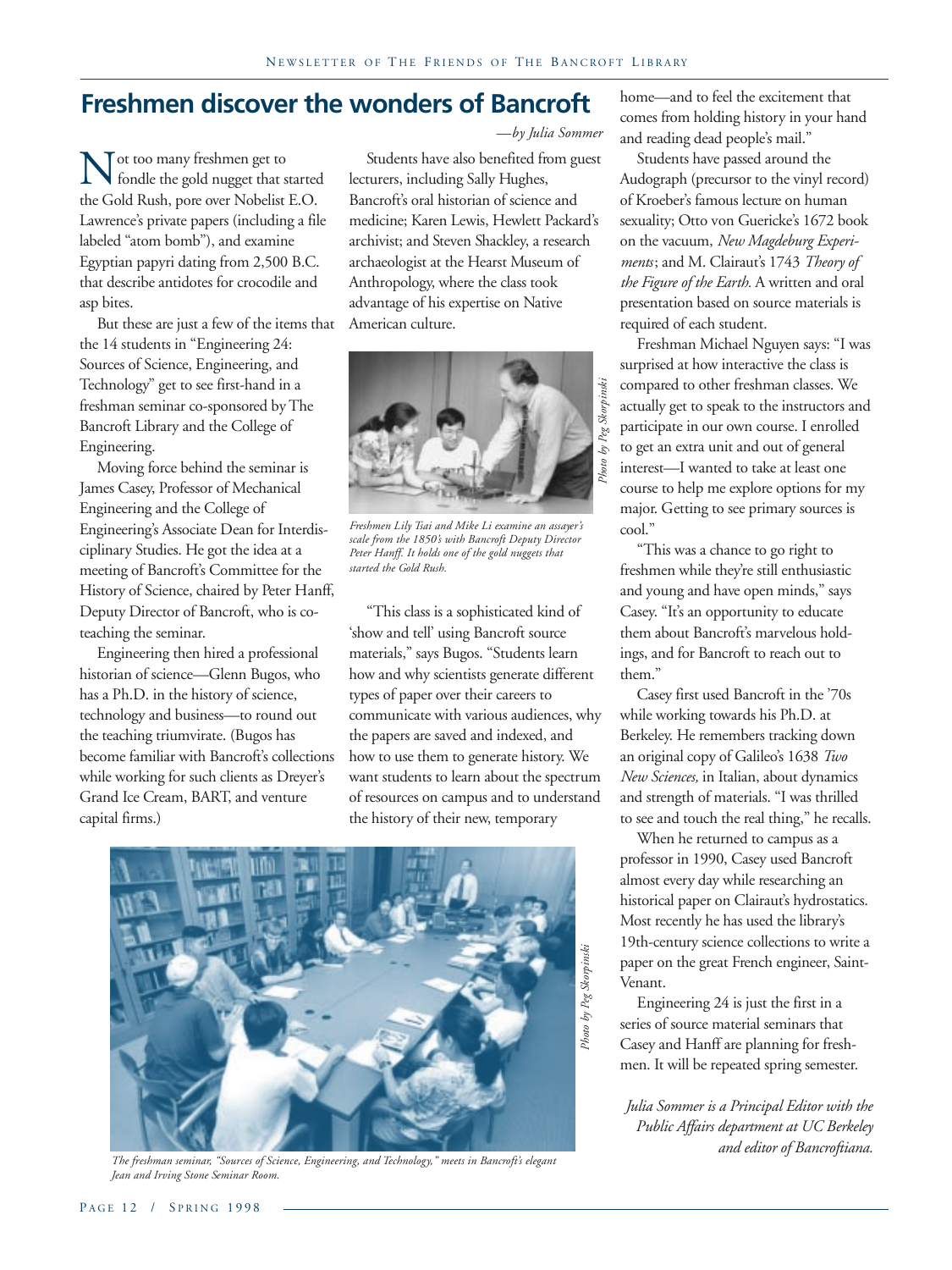# Freshmen discover the wonders of Bancroft

*—by Julia Sommer*

Not too many freshmen get to fondle the gold nugget that started the Gold Rush, pore over Nobelist E.O. Lawrence's private papers (including a file labeled "atom bomb"), and examine Egyptian papyri dating from 2,500 B.C. that describe antidotes for crocodile and asp bites.

But these are just a few of the items that the 14 students in "Engineering 24: Sources of Science, Engineering, and Technology" get to see first-hand in a freshman seminar co-sponsored by The Bancroft Library and the College of Engineering.

Moving force behind the seminar is James Casey, Professor of Mechanical Engineering and the College of Engineering's Associate Dean for Interdisciplinary Studies. He got the idea at a meeting of Bancroft's Committee for the History of Science, chaired by Peter Hanff, Deputy Director of Bancroft, who is co-teaching the seminar.

Engineering then hired a professional historian of science—Glenn Bugos, who has a Ph.D. in the history of science, technology and business—to round out the teaching triumvirate. (Bugos has become familiar with Bancroft's collections while working for such clients as Dreyer's Grand Ice Cream, BART, and venture capital firms.)

Students have also benefited from guest lecturers, including Sally Hughes, Bancroft's oral historian of science and medicine; Karen Lewis, Hewlett Packard's archivist; and Steven Shackley, a research archaeologist at the Hearst Museum of Anthropology, where the class took advantage of his expertise on Native American culture.

*Photo by Peg Skorpinski*

*Freshmen Lily Tsai and Mike Li examine an assayer's scale from the 1850's with Bancroft Deputy Director Peter Hanff. It holds one of the gold nuggets that started the Gold Rush.*

"This class is a sophisticated kind of 'show and tell' using Bancroft source materials," says Bugos. "Students learn how and why scientists generate different types of paper over their careers to communicate with various audiences, why the papers are saved and indexed, and how to use them to generate history. We want students to learn about the spectrum of resources on campus and to understand the history of their new, temporary home—and to feel the excitement that comes from holding history in your hand and reading dead people's mail."

Students have passed around the Audograph (precursor to the vinyl record) of Kroeber's famous lecture on human sexuality; Otto von Guericke's 1672 book on the vacuum, *New Magdeburg Experiments*; and M. Clairaut's 1743 *Theory of the Figure of the Earth*. A written and oral presentation based on source materials is required of each student.

Freshman Michael Nguyen says: "I was surprised at how interactive the class is compared to other freshman classes. We actually get to speak to the instructors and participate in our own course. I enrolled to get an extra unit and out of general interest—I wanted to take at least one course to help me explore options for my major. Getting to see primary sources is cool."

"This was a chance to go right to freshmen while they're still enthusiastic and young and have open minds," says Casey. "It's an opportunity to educate them about Bancroft's marvelous holdings, and for Bancroft to reach out to them."

Casey first used Bancroft in the '70s while working towards his Ph.D. at Berkeley. He remembers tracking down an original copy of Galileo's 1638 *Two New Sciences,* in Italian, about dynamics and strength of materials. "I was thrilled to see and touch the real thing," he recalls.

When he returned to campus as a professor in 1990, Casey used Bancroft almost every day while researching an historical paper on Clairaut's hydrostatics. Most recently he has used the library's 19th-century science collections to write a paper on the great French engineer, Saint-Venant.

Engineering 24 is just the first in a series of source material seminars that Casey and Hanff are planning for freshmen. It will be repeated spring semester.

*Photo by Peg Skorpinski*

*The freshman seminar, "Sources of Science, Engineering, and Technology," meets in Bancroft's elegant Jean and Irving Stone Seminar Room.*

*Julia Sommer is a Principal Editor with the Public Affairs department at UC Berkeley and editor of Bancroftiana.*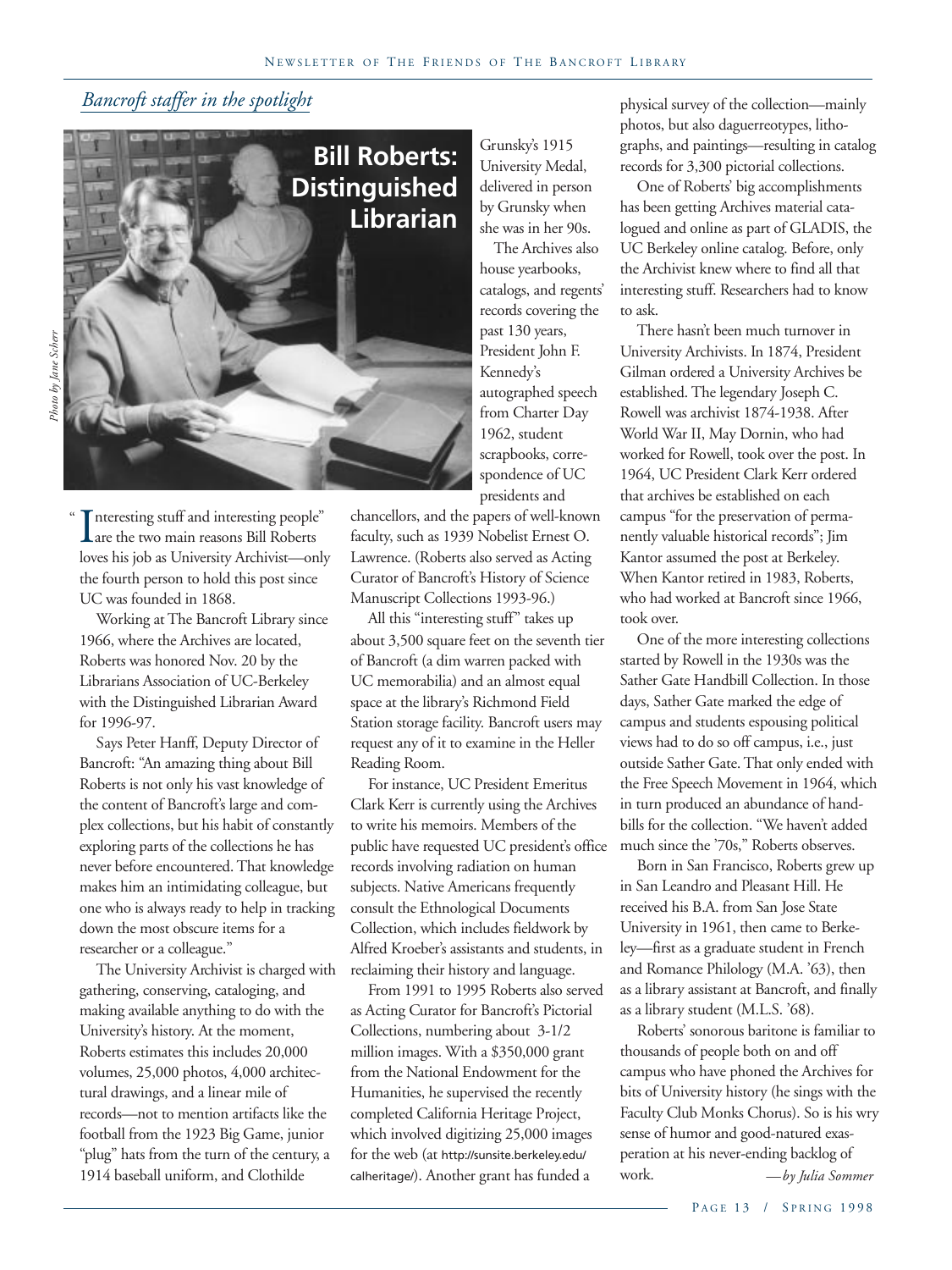*Bancroft staffer in the spotlight*

# Bill Roberts: Distinguished Librarian

*Photo by Jane Scherr*

"Interesting stuff and interesting people" are the two main reasons Bill Roberts loves his job as University Archivist—only the fourth person to hold this post since UC was founded in 1868.

Working at The Bancroft Library since 1966, where the Archives are located, Roberts was honored Nov. 20 by the Librarians Association of UC-Berkeley with the Distinguished Librarian Award for 1996-97.

Says Peter Hanff, Deputy Director of Bancroft: "An amazing thing about Bill Roberts is not only his vast knowledge of the content of Bancroft's large and complex collections, but his habit of constantly exploring parts of the collections he has never before encountered. That knowledge makes him an intimidating colleague, but one who is always ready to help in tracking down the most obscure items for a researcher or a colleague."

The University Archivist is charged with gathering, conserving, cataloging, and making available anything to do with the University's history. At the moment, Roberts estimates this includes 20,000 volumes, 25,000 photos, 4,000 architectural drawings, and a linear mile of records—not to mention artifacts like the football from the 1923 Big Game, junior "plug" hats from the turn of the century, a 1914 baseball uniform, and Clothilde Grunsky's 1915 University Medal, delivered in person by Grunsky when she was in her 90s.

The Archives also house yearbooks, catalogs, and regents' records covering the past 130 years, President John F. Kennedy's autographed speech from Charter Day 1962, student scrapbooks, correspondence of UC presidents and chancellors, and the papers of well-known faculty, such as 1939 Nobelist Ernest O. Lawrence. (Roberts also served as Acting Curator of Bancroft's History of Science Manuscript Collections 1993-96.)

All this "interesting stuff" takes up about 3,500 square feet on the seventh tier of Bancroft (a dim warren packed with UC memorabilia) and an almost equal space at the library's Richmond Field Station storage facility. Bancroft users may request any of it to examine in the Heller Reading Room.

For instance, UC President Emeritus Clark Kerr is currently using the Archives to write his memoirs. Members of the public have requested UC president's office records involving radiation on human subjects. Native Americans frequently consult the Ethnological Documents Collection, which includes fieldwork by Alfred Kroeber's assistants and students, in reclaiming their history and language.

From 1991 to 1995 Roberts also served as Acting Curator for Bancroft's Pictorial Collections, numbering about 3-1/2 million images. With a $350,000 grant from the National Endowment for the Humanities, he supervised the recently completed California Heritage Project, which involved digitizing 25,000 images for the web (at http://sunsite.berkeley.edu/calheritage/). Another grant has funded a physical survey of the collection—mainly photos, but also daguerreotypes, lithographs, and paintings—resulting in catalog records for 3,300 pictorial collections.

One of Roberts' big accomplishments has been getting Archives material catalogued and online as part of GLADIS, the UC Berkeley online catalog. Before, only the Archivist knew where to find all that interesting stuff. Researchers had to know to ask.

There hasn't been much turnover in University Archivists. In 1874, President Gilman ordered a University Archives be established. The legendary Joseph C. Rowell was archivist 1874-1938. After World War II, May Dornin, who had worked for Rowell, took over the post. In 1964, UC President Clark Kerr ordered that archives be established on each campus "for the preservation of permanently valuable historical records"; Jim Kantor assumed the post at Berkeley. When Kantor retired in 1983, Roberts, who had worked at Bancroft since 1966, took over.

One of the more interesting collections started by Rowell in the 1930s was the Sather Gate Handbill Collection. In those days, Sather Gate marked the edge of campus and students espousing political views had to do so off campus, i.e., just outside Sather Gate. That only ended with the Free Speech Movement in 1964, which in turn produced an abundance of handbills for the collection. "We haven't added much since the '70s," Roberts observes.

Born in San Francisco, Roberts grew up in San Leandro and Pleasant Hill. He received his B.A. from San Jose State University in 1961, then came to Berkeley—first as a graduate student in French and Romance Philology (M.A. '63), then as a library assistant at Bancroft, and finally as a library student (M.L.S. '68).

Roberts' sonorous baritone is familiar to thousands of people both on and off campus who have phoned the Archives for bits of University history (he sings with the Faculty Club Monks Chorus). So is his wry sense of humor and good-natured exasperation at his never-ending backlog of work.

*—by Julia Sommer*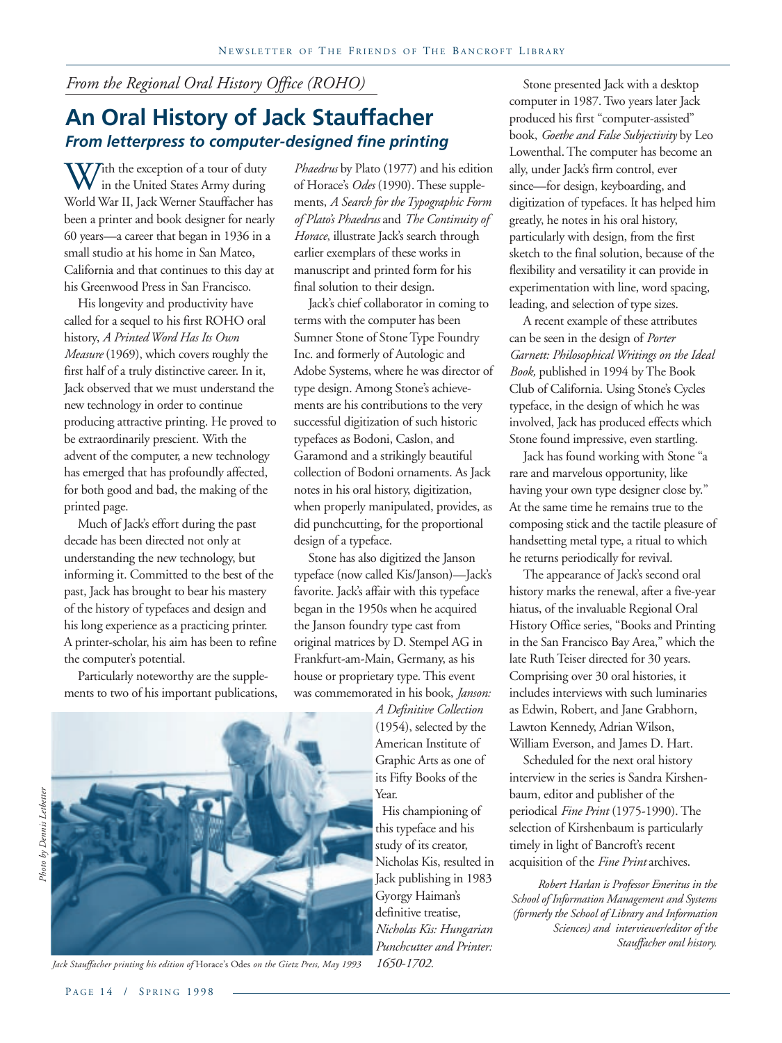*From the Regional Oral History Office (ROHO)*

# An Oral History of Jack Stauffacher

## *From letterpress to computer-designed fine printing*

With the exception of a tour of duty in the United States Army during World War II, Jack Werner Stauffacher has been a printer and book designer for nearly 60 years—a career that began in 1936 in a small studio at his home in San Mateo, California and that continues to this day at his Greenwood Press in San Francisco.

His longevity and productivity have called for a sequel to his first ROHO oral history, *A Printed Word Has Its Own Measure* (1969), which covers roughly the first half of a truly distinctive career. In it, Jack observed that we must understand the new technology in order to continue producing attractive printing. He proved to be extraordinarily prescient. With the advent of the computer, a new technology has emerged that has profoundly affected, for both good and bad, the making of the printed page.

Much of Jack's effort during the past decade has been directed not only at understanding the new technology, but informing it. Committed to the best of the past, Jack has brought to bear his mastery of the history of typefaces and design and his long experience as a practicing printer. A printer-scholar, his aim has been to refine the computer's potential.

Particularly noteworthy are the supplements to two of his important publications, *Phaedrus* by Plato (1977) and his edition of Horace's *Odes* (1990). These supplements, *A Search for the Typographic Form of Plato's Phaedrus* and *The Continuity of Horace*, illustrate Jack's search through earlier exemplars of these works in manuscript and printed form for his final solution to their design.

Jack's chief collaborator in coming to terms with the computer has been Sumner Stone of Stone Type Foundry Inc. and formerly of Autologic and Adobe Systems, where he was director of type design. Among Stone's achievements are his contributions to the very successful digitization of such historic typefaces as Bodoni, Caslon, and Garamond and a strikingly beautiful collection of Bodoni ornaments. As Jack notes in his oral history, digitization, when properly manipulated, provides, as did punchcutting, for the proportional design of a typeface.

Stone has also digitized the Janson typeface (now called Kis/Janson)—Jack's favorite. Jack's affair with this typeface began in the 1950s when he acquired the Janson foundry type cast from original matrices by D. Stempel AG in Frankfurt-am-Main, Germany, as his house or proprietary type. This event was commemorated in his book, *Janson: A Definitive Collection* (1954), selected by the American Institute of Graphic Arts as one of its Fifty Books of the Year.

His championing of this typeface and his study of its creator, Nicholas Kis, resulted in Jack publishing in 1983 Gyorgy Haiman's definitive treatise, *Nicholas Kis: Hungarian Punchcutter and Printer: 1650-1702.*

Photo by Dennis Letbetter

*Jack Stauffacher printing his edition of* Horace's Odes *on the Gietz Press, May 1993*

Stone presented Jack with a desktop computer in 1987. Two years later Jack produced his first "computer-assisted" book, *Goethe and False Subjectivity* by Leo Lowenthal. The computer has become an ally, under Jack's firm control, ever since—for design, keyboarding, and digitization of typefaces. It has helped him greatly, he notes in his oral history, particularly with design, from the first sketch to the final solution, because of the flexibility and versatility it can provide in experimentation with line, word spacing, leading, and selection of type sizes.

A recent example of these attributes can be seen in the design of *Porter Garnett: Philosophical Writings on the Ideal Book,* published in 1994 by The Book Club of California. Using Stone's Cycles typeface, in the design of which he was involved, Jack has produced effects which Stone found impressive, even startling.

Jack has found working with Stone "a rare and marvelous opportunity, like having your own type designer close by." At the same time he remains true to the composing stick and the tactile pleasure of handsetting metal type, a ritual to which he returns periodically for revival.

The appearance of Jack's second oral history marks the renewal, after a five-year hiatus, of the invaluable Regional Oral History Office series, "Books and Printing in the San Francisco Bay Area," which the late Ruth Teiser directed for 30 years. Comprising over 30 oral histories, it includes interviews with such luminaries as Edwin, Robert, and Jane Grabhorn, Lawton Kennedy, Adrian Wilson, William Everson, and James D. Hart.

Scheduled for the next oral history interview in the series is Sandra Kirshenbaum, editor and publisher of the periodical *Fine Print* (1975-1990). The selection of Kirshenbaum is particularly timely in light of Bancroft's recent acquisition of the *Fine Print* archives.

*Robert Harlan is Professor Emeritus in the School of Information Management and Systems (formerly the School of Library and Information Sciences) and interviewer/editor of the Stauffacher oral history.*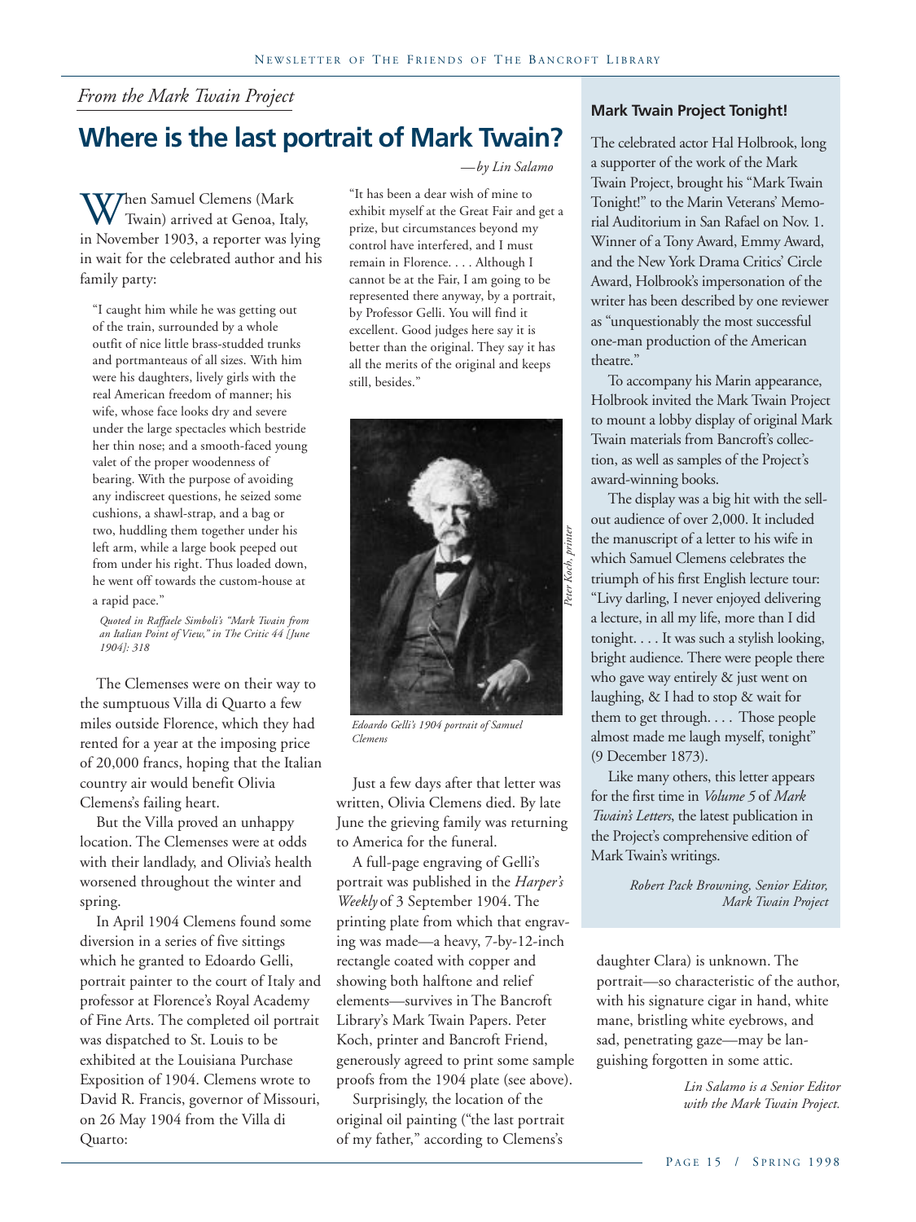*From the Mark Twain Project*

# Where is the last portrait of Mark Twain?

*—by Lin Salamo*

When Samuel Clemens (Mark Twain) arrived at Genoa, Italy, in November 1903, a reporter was lying in wait for the celebrated author and his family party:

> "I caught him while he was getting out of the train, surrounded by a whole outfit of nice little brass-studded trunks and portmanteaus of all sizes. With him were his daughters, lively girls with the real American freedom of manner; his wife, whose face looks dry and severe under the large spectacles which bestride her thin nose; and a smooth-faced young valet of the proper woodenness of bearing. With the purpose of avoiding any indiscreet questions, he seized some cushions, a shawl-strap, and a bag or two, huddling them together under his left arm, while a large book peeped out from under his right. Thus loaded down, he went off towards the custom-house at a rapid pace."
>
> *Quoted in Raffaele Simboli's "Mark Twain from an Italian Point of View," in The Critic 44 [June 1904]: 318*

The Clemenses were on their way to the sumptuous Villa di Quarto a few miles outside Florence, which they had rented for a year at the imposing price of 20,000 francs, hoping that the Italian country air would benefit Olivia Clemens's failing heart.

But the Villa proved an unhappy location. The Clemenses were at odds with their landlady, and Olivia's health worsened throughout the winter and spring.

In April 1904 Clemens found some diversion in a series of five sittings which he granted to Edoardo Gelli, portrait painter to the court of Italy and professor at Florence's Royal Academy of Fine Arts. The completed oil portrait was dispatched to St. Louis to be exhibited at the Louisiana Purchase Exposition of 1904. Clemens wrote to David R. Francis, governor of Missouri, on 26 May 1904 from the Villa di Quarto:

> "It has been a dear wish of mine to exhibit myself at the Great Fair and get a prize, but circumstances beyond my control have interfered, and I must remain in Florence. . . . Although I cannot be at the Fair, I am going to be represented there anyway, by a portrait, by Professor Gelli. You will find it excellent. Good judges here say it is better than the original. They say it has all the merits of the original and keeps still, besides."

*Peter Koch, printer*

*Edoardo Gelli's 1904 portrait of Samuel Clemens*

Just a few days after that letter was written, Olivia Clemens died. By late June the grieving family was returning to America for the funeral.

A full-page engraving of Gelli's portrait was published in the *Harper's Weekly* of 3 September 1904. The printing plate from which that engraving was made—a heavy, 7-by-12-inch rectangle coated with copper and showing both halftone and relief elements—survives in The Bancroft Library's Mark Twain Papers. Peter Koch, printer and Bancroft Friend, generously agreed to print some sample proofs from the 1904 plate (see above).

Surprisingly, the location of the original oil painting ("the last portrait of my father," according to Clemens's daughter Clara) is unknown. The portrait—so characteristic of the author, with his signature cigar in hand, white mane, bristling white eyebrows, and sad, penetrating gaze—may be languishing forgotten in some attic.

*Lin Salamo is a Senior Editor with the Mark Twain Project.*

---

**Mark Twain Project Tonight!**

The celebrated actor Hal Holbrook, long a supporter of the work of the Mark Twain Project, brought his "Mark Twain Tonight!" to the Marin Veterans' Memorial Auditorium in San Rafael on Nov. 1. Winner of a Tony Award, Emmy Award, and the New York Drama Critics' Circle Award, Holbrook's impersonation of the writer has been described by one reviewer as "unquestionably the most successful one-man production of the American theatre."

To accompany his Marin appearance, Holbrook invited the Mark Twain Project to mount a lobby display of original Mark Twain materials from Bancroft's collection, as well as samples of the Project's award-winning books.

The display was a big hit with the sell-out audience of over 2,000. It included the manuscript of a letter to his wife in which Samuel Clemens celebrates the triumph of his first English lecture tour: "Livy darling, I never enjoyed delivering a lecture, in all my life, more than I did tonight. . . . It was such a stylish looking, bright audience. There were people there who gave way entirely & just went on laughing, & I had to stop & wait for them to get through. . . . Those people almost made me laugh myself, tonight" (9 December 1873).

Like many others, this letter appears for the first time in *Volume 5* of *Mark Twain's Letters*, the latest publication in the Project's comprehensive edition of Mark Twain's writings.

*Robert Pack Browning, Senior Editor, Mark Twain Project*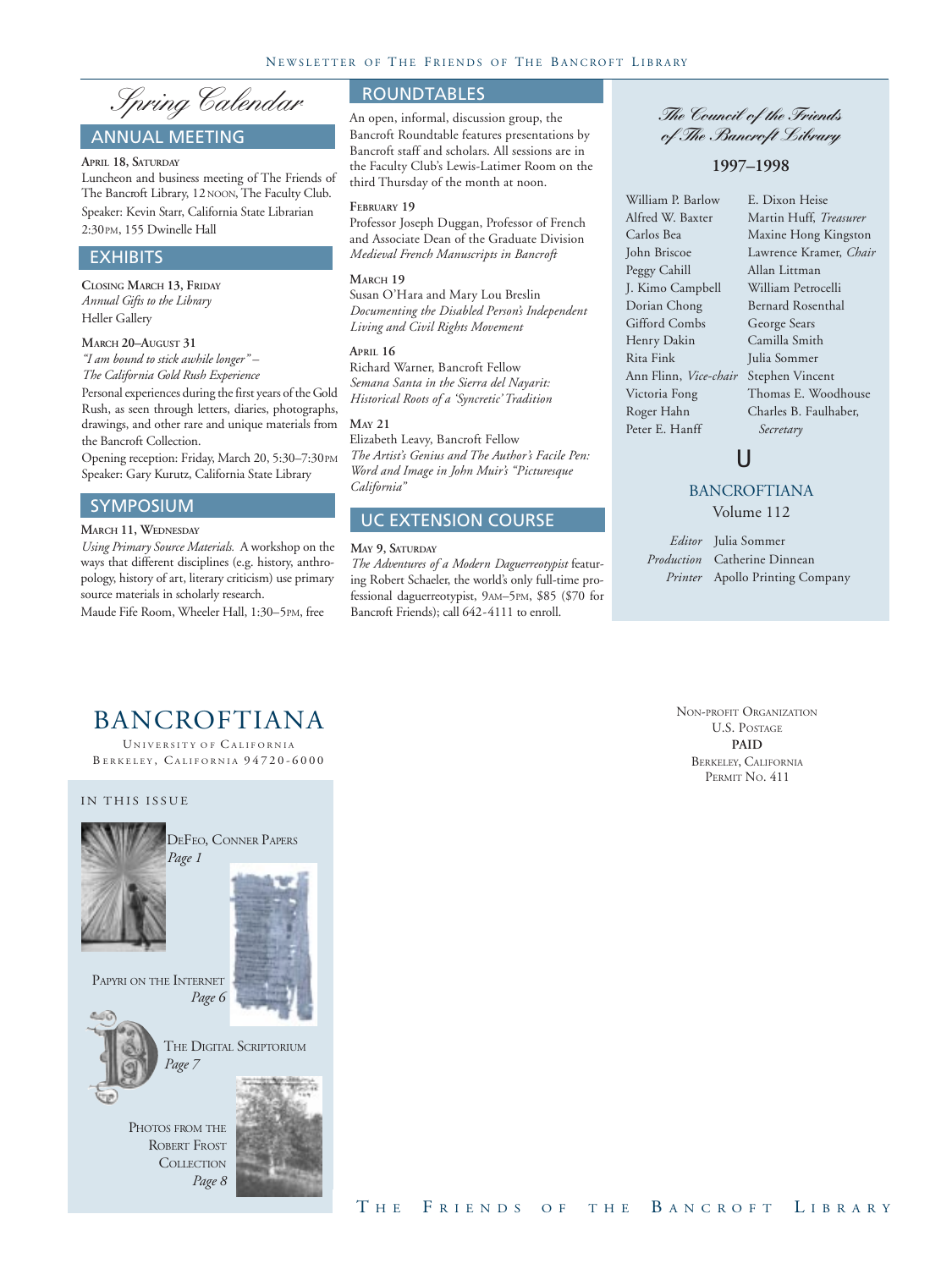# Spring Calendar

## ANNUAL MEETING

**April 18, Saturday**
Luncheon and business meeting of The Friends of The Bancroft Library, 12 noon, The Faculty Club.
Speaker: Kevin Starr, California State Librarian
2:30pm, 155 Dwinelle Hall

## EXHIBITS

**Closing March 13, Friday**
*Annual Gifts to the Library*
Heller Gallery

**March 20–August 31**
*"I am bound to stick awhile longer" – The California Gold Rush Experience*
Personal experiences during the first years of the Gold Rush, as seen through letters, diaries, photographs, drawings, and other rare and unique materials from the Bancroft Collection.
Opening reception: Friday, March 20, 5:30–7:30pm
Speaker: Gary Kurutz, California State Library

## SYMPOSIUM

**March 11, Wednesday**
*Using Primary Source Materials.* A workshop on the ways that different disciplines (e.g. history, anthropology, history of art, literary criticism) use primary source materials in scholarly research.
Maude Fife Room, Wheeler Hall, 1:30–5pm, free

## ROUNDTABLES

An open, informal, discussion group, the Bancroft Roundtable features presentations by Bancroft staff and scholars. All sessions are in the Faculty Club's Lewis-Latimer Room on the third Thursday of the month at noon.

**February 19**
Professor Joseph Duggan, Professor of French and Associate Dean of the Graduate Division
*Medieval French Manuscripts in Bancroft*

**March 19**
Susan O'Hara and Mary Lou Breslin
*Documenting the Disabled Person's Independent Living and Civil Rights Movement*

**April 16**
Richard Warner, Bancroft Fellow
*Semana Santa in the Sierra del Nayarit: Historical Roots of a 'Syncretic' Tradition*

**May 21**
Elizabeth Leavy, Bancroft Fellow
*The Artist's Genius and The Author's Facile Pen: Word and Image in John Muir's "Picturesque California"*

## UC EXTENSION COURSE

**May 9, Saturday**
*The Adventures of a Modern Daguerreotypist* featuring Robert Schaeler, the world's only full-time professional daguerreotypist, 9am–5pm, $85 ($70 for Bancroft Friends); call 642-4111 to enroll.

## *The Council of the Friends of The Bancroft Library*

**1997–1998**

William P. Barlow
Alfred W. Baxter
Carlos Bea
John Briscoe
Peggy Cahill
J. Kimo Campbell
Dorian Chong
Gifford Combs
Henry Dakin
Rita Fink
Ann Flinn, *Vice-chair*
Victoria Fong
Roger Hahn
Peter E. Hanff
E. Dixon Heise
Martin Huff, *Treasurer*
Maxine Hong Kingston
Lawrence Kramer, *Chair*
Allan Littman
William Petrocelli
Bernard Rosenthal
George Sears
Camilla Smith
Julia Sommer
Stephen Vincent
Thomas E. Woodhouse
Charles B. Faulhaber, *Secretary*

BANCROFTIANA
Volume 112

*Editor* Julia Sommer
*Production* Catherine Dinnean
*Printer* Apollo Printing Company

# BANCROFTIANA

University of California
Berkeley, California 94720-6000

Non-profit Organization
U.S. Postage
**PAID**
Berkeley, California
Permit No. 411

IN THIS ISSUE

DeFeo, Conner Papers
*Page 1*

Papyri on the Internet
*Page 6*

The Digital Scriptorium
*Page 7*

Photos from the Robert Frost Collection
*Page 8*

The Friends of the Bancroft Library